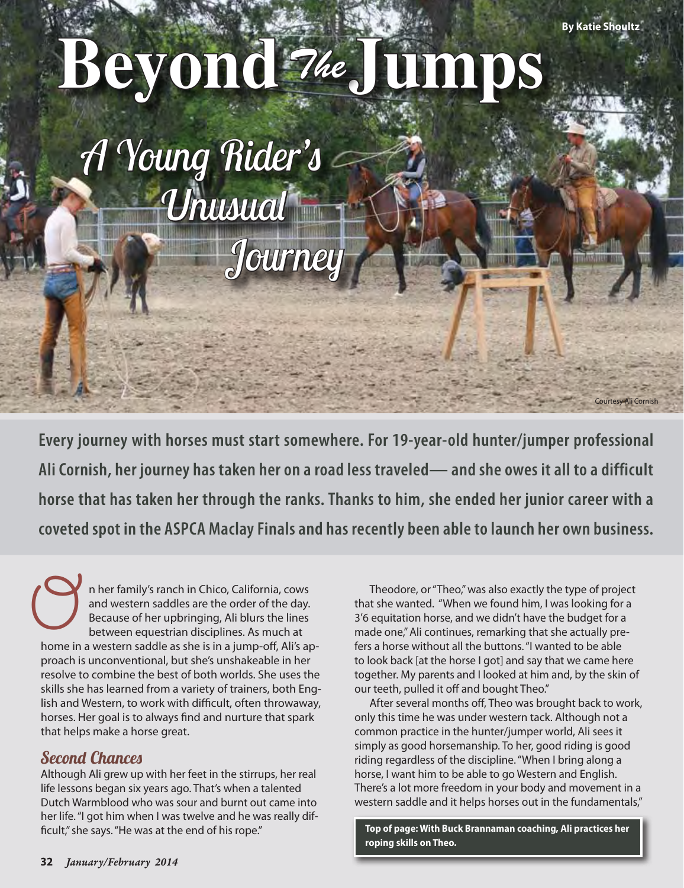By Katie Shoultz

# Beyond The Jumps

## A Young Rider's Unusual Journey

Courtesy Ali Cornish

**Every journey with horses must start somewhere. For 19-year-old hunter/jumper professional Ali Cornish, her journey has taken her on a road less traveled— and she owes it all to a difficult horse that has taken her through the ranks. Thanks to him, she ended her junior career with a coveted spot in the ASPCA Maclay Finals and has recently been able to launch her own business.**

On her family's ranch in Chico, California, cows and western saddles are the order of the day. Because of her upbringing, Ali blurs the lines between equestrian disciplines. As much at home in a western saddle as she is in a jump-off, Ali's approach is unconventional, but she's unshakeable in her resolve to combine the best of both worlds. She uses the skills she has learned from a variety of trainers, both English and Western, to work with difficult, often throwaway, horses. Her goal is to always find and nurture that spark that helps make a horse great.

### Second Chances

Although Ali grew up with her feet in the stirrups, her real life lessons began six years ago. That's when a talented Dutch Warmblood who was sour and burnt out came into her life. "I got him when I was twelve and he was really difficult," she says. "He was at the end of his rope."

Theodore, or "Theo," was also exactly the type of project that she wanted. "When we found him, I was looking for a 3'6 equitation horse, and we didn't have the budget for a made one," Ali continues, remarking that she actually prefers a horse without all the buttons. "I wanted to be able to look back [at the horse I got] and say that we came here together. My parents and I looked at him and, by the skin of our teeth, pulled it off and bought Theo."

After several months off, Theo was brought back to work, only this time he was under western tack. Although not a common practice in the hunter/jumper world, Ali sees it simply as good horsemanship. To her, good riding is good riding regardless of the discipline. "When I bring along a horse, I want him to be able to go Western and English. There's a lot more freedom in your body and movement in a western saddle and it helps horses out in the fundamentals,"

**Top of page: With Buck Brannaman coaching, Ali practices her roping skills on Theo.**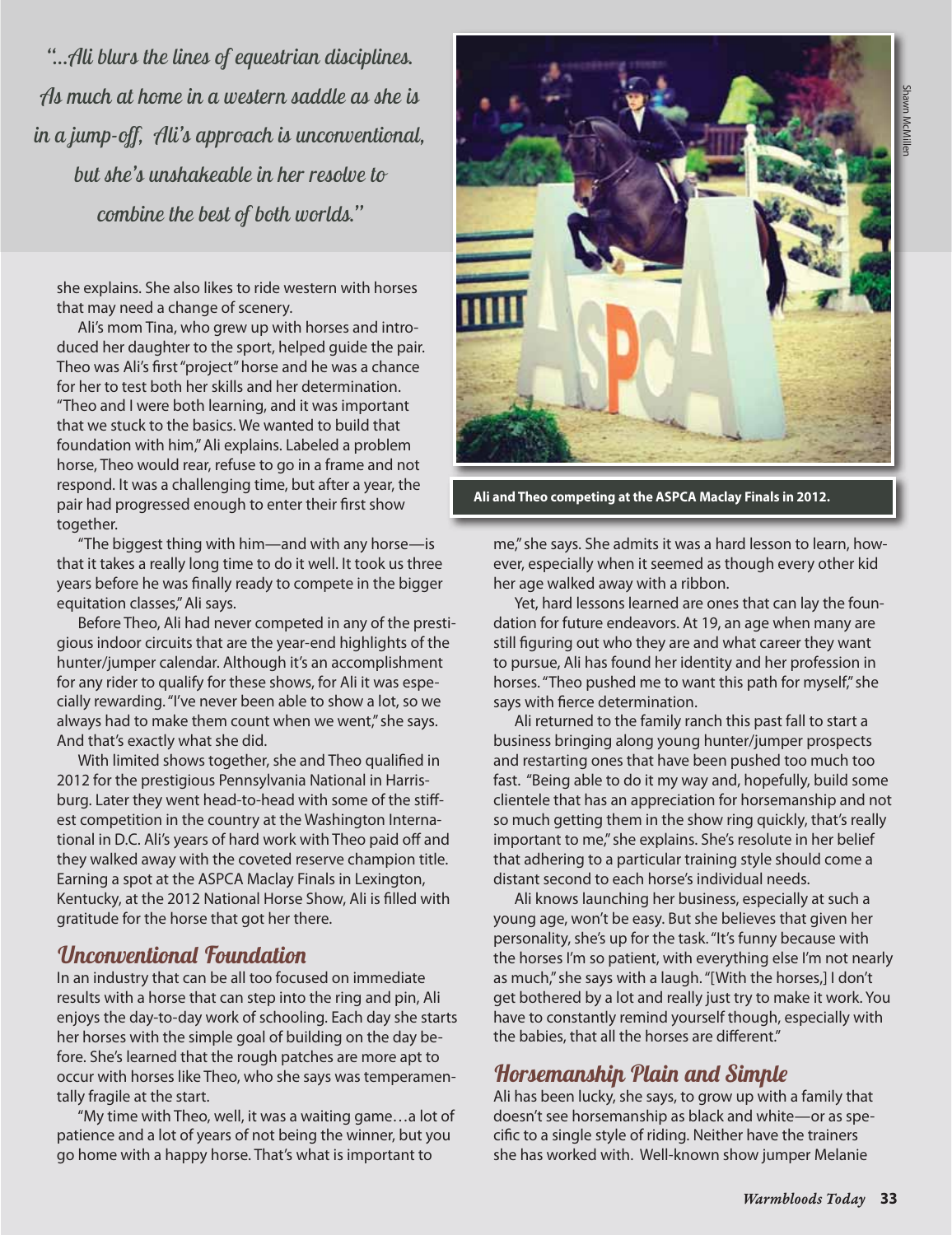*"...Ali blurs the lines of equestrian disciplines. As much at home in a western saddle as she is in a jump-off, Ali's approach is unconventional, but she's unshakeable in her resolve to combine the best of both worlds."*

she explains. She also likes to ride western with horses that may need a change of scenery.

Ali's mom Tina, who grew up with horses and introduced her daughter to the sport, helped guide the pair. Theo was Ali's first "project" horse and he was a chance for her to test both her skills and her determination. "Theo and I were both learning, and it was important that we stuck to the basics. We wanted to build that foundation with him," Ali explains. Labeled a problem horse, Theo would rear, refuse to go in a frame and not respond. It was a challenging time, but after a year, the pair had progressed enough to enter their first show together.

"The biggest thing with him—and with any horse—is that it takes a really long time to do it well. It took us three years before he was finally ready to compete in the bigger equitation classes," Ali says.

Before Theo, Ali had never competed in any of the prestigious indoor circuits that are the year-end highlights of the hunter/jumper calendar. Although it's an accomplishment for any rider to qualify for these shows, for Ali it was especially rewarding. "I've never been able to show a lot, so we always had to make them count when we went," she says. And that's exactly what she did.

With limited shows together, she and Theo qualified in 2012 for the prestigious Pennsylvania National in Harrisburg. Later they went head-to-head with some of the stiffest competition in the country at the Washington International in D.C. Ali's years of hard work with Theo paid off and they walked away with the coveted reserve champion title. Earning a spot at the ASPCA Maclay Finals in Lexington, Kentucky, at the 2012 National Horse Show, Ali is filled with gratitude for the horse that got her there.

## Unconventional Foundation

In an industry that can be all too focused on immediate results with a horse that can step into the ring and pin, Ali enjoys the day-to-day work of schooling. Each day she starts her horses with the simple goal of building on the day before. She's learned that the rough patches are more apt to occur with horses like Theo, who she says was temperamentally fragile at the start.

"My time with Theo, well, it was a waiting game…a lot of patience and a lot of years of not being the winner, but you go home with a happy horse. That's what is important to me," she says. She admits it was a hard lesson to learn, however, especially when it seemed as though every other kid her age walked away with a ribbon.

**Ali and Theo competing at the ASPCA Maclay Finals in 2012.**

Shawn McMillen

Yet, hard lessons learned are ones that can lay the foundation for future endeavors. At 19, an age when many are still figuring out who they are and what career they want to pursue, Ali has found her identity and her profession in horses. "Theo pushed me to want this path for myself," she says with fierce determination.

Ali returned to the family ranch this past fall to start a business bringing along young hunter/jumper prospects and restarting ones that have been pushed too much too fast. "Being able to do it my way and, hopefully, build some clientele that has an appreciation for horsemanship and not so much getting them in the show ring quickly, that's really important to me," she explains. She's resolute in her belief that adhering to a particular training style should come a distant second to each horse's individual needs.

Ali knows launching her business, especially at such a young age, won't be easy. But she believes that given her personality, she's up for the task. "It's funny because with the horses I'm so patient, with everything else I'm not nearly as much," she says with a laugh. "[With the horses,] I don't get bothered by a lot and really just try to make it work. You have to constantly remind yourself though, especially with the babies, that all the horses are different."

## Horsemanship Plain and Simple

Ali has been lucky, she says, to grow up with a family that doesn't see horsemanship as black and white—or as specific to a single style of riding. Neither have the trainers she has worked with. Well-known show jumper Melanie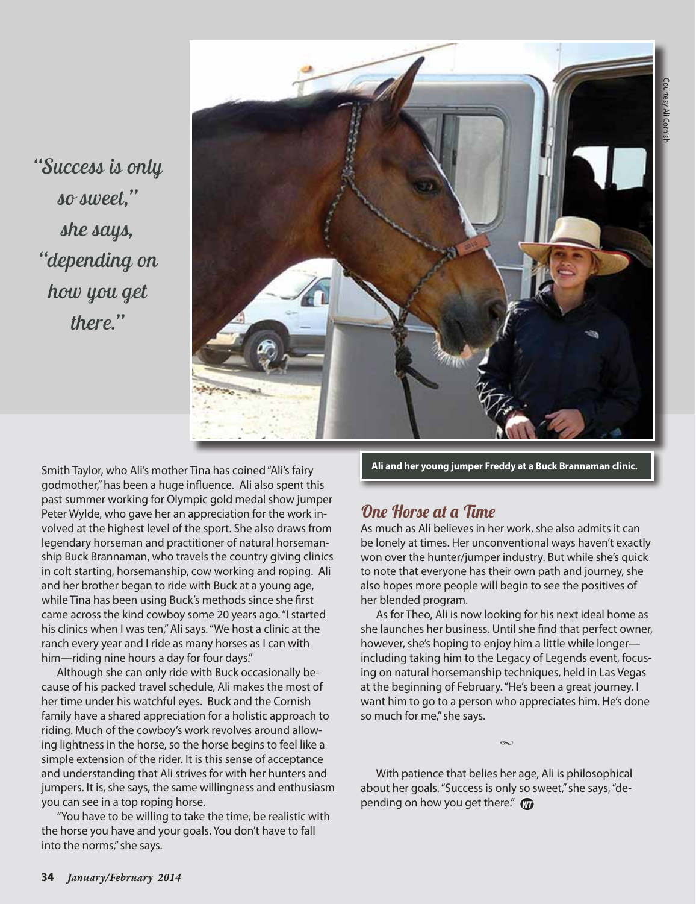"Success is only so sweet," she says, "depending on how you get there."

Ali and her young jumper Freddy at a Buck Brannaman clinic.

Smith Taylor, who Ali's mother Tina has coined "Ali's fairy godmother," has been a huge influence. Ali also spent this past summer working for Olympic gold medal show jumper Peter Wylde, who gave her an appreciation for the work involved at the highest level of the sport. She also draws from legendary horseman and practitioner of natural horsemanship Buck Brannaman, who travels the country giving clinics in colt starting, horsemanship, cow working and roping. Ali and her brother began to ride with Buck at a young age, while Tina has been using Buck's methods since she first came across the kind cowboy some 20 years ago. "I started his clinics when I was ten," Ali says. "We host a clinic at the ranch every year and I ride as many horses as I can with him—riding nine hours a day for four days."

Although she can only ride with Buck occasionally because of his packed travel schedule, Ali makes the most of her time under his watchful eyes. Buck and the Cornish family have a shared appreciation for a holistic approach to riding. Much of the cowboy's work revolves around allowing lightness in the horse, so the horse begins to feel like a simple extension of the rider. It is this sense of acceptance and understanding that Ali strives for with her hunters and jumpers. It is, she says, the same willingness and enthusiasm you can see in a top roping horse.

"You have to be willing to take the time, be realistic with the horse you have and your goals. You don't have to fall into the norms," she says.

## One Horse at a Time

As much as Ali believes in her work, she also admits it can be lonely at times. Her unconventional ways haven't exactly won over the hunter/jumper industry. But while she's quick to note that everyone has their own path and journey, she also hopes more people will begin to see the positives of her blended program.

As for Theo, Ali is now looking for his next ideal home as she launches her business. Until she find that perfect owner, however, she's hoping to enjoy him a little while longer—including taking him to the Legacy of Legends event, focusing on natural horsemanship techniques, held in Las Vegas at the beginning of February. "He's been a great journey. I want him to go to a person who appreciates him. He's done so much for me," she says.

~

With patience that belies her age, Ali is philosophical about her goals. "Success is only so sweet," she says, "depending on how you get there."